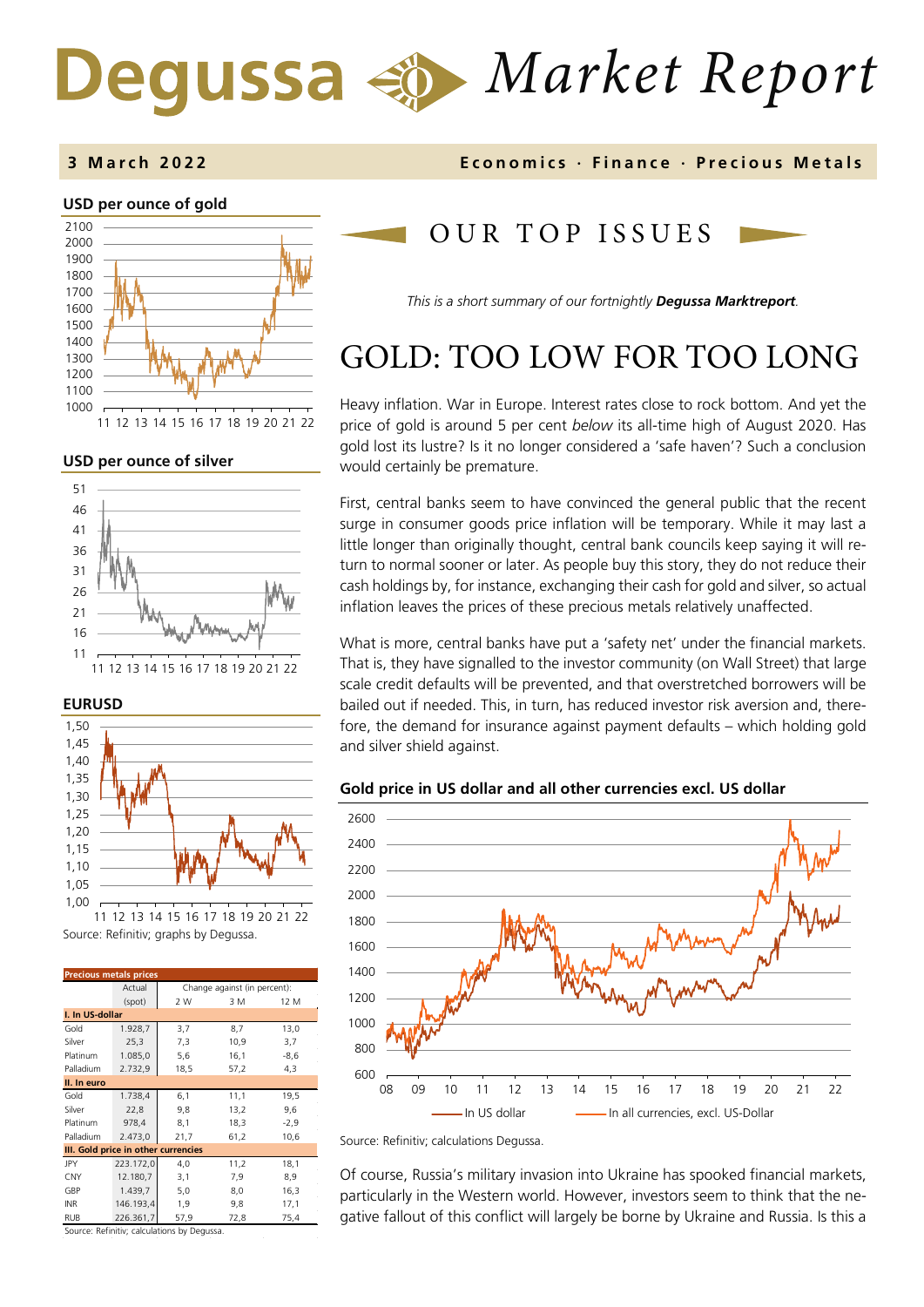# Degussa Market Report

**3 March 2022** — **Economics · Finance · Precious Metals**

**USD per ounce of gold**

**USD per ounce of silver**

**EURUSD**

Source: Refinitiv; graphs by Degussa.

| Precious metals prices | Actual (spot) | Change against (in percent): 2 W | 3 M | 12 M |
|---|---|---|---|---|
| **I. In US-dollar** | | | | |
| Gold | 1.928,7 | 3,7 | 8,7 | 13,0 |
| Silver | 25,3 | 7,3 | 10,9 | 3,7 |
| Platinum | 1.085,0 | 5,6 | 16,1 | -8,6 |
| Palladium | 2.732,9 | 18,5 | 57,2 | 4,3 |
| **II. In euro** | | | | |
| Gold | 1.738,4 | 6,1 | 11,1 | 19,5 |
| Silver | 22,8 | 9,8 | 13,2 | 9,6 |
| Platinum | 978,4 | 8,1 | 18,3 | -2,9 |
| Palladium | 2.473,0 | 21,7 | 61,2 | 10,6 |
| **III. Gold price in other currencies** | | | | |
| JPY | 223.172,0 | 4,0 | 11,2 | 18,1 |
| CNY | 12.180,7 | 3,1 | 7,9 | 8,9 |
| GBP | 1.439,7 | 5,0 | 8,0 | 16,3 |
| INR | 146.193,4 | 1,9 | 9,8 | 17,1 |
| RUB | 226.361,7 | 57,9 | 72,8 | 75,4 |

Source: Refinitiv; calculations by Degussa.

## OUR TOP ISSUES

*This is a short summary of our fortnightly **Degussa Marktreport**.*

# GOLD: TOO LOW FOR TOO LONG

Heavy inflation. War in Europe. Interest rates close to rock bottom. And yet the price of gold is around 5 per cent *below* its all-time high of August 2020. Has gold lost its lustre? Is it no longer considered a 'safe haven'? Such a conclusion would certainly be premature.

First, central banks seem to have convinced the general public that the recent surge in consumer goods price inflation will be temporary. While it may last a little longer than originally thought, central bank councils keep saying it will return to normal sooner or later. As people buy this story, they do not reduce their cash holdings by, for instance, exchanging their cash for gold and silver, so actual inflation leaves the prices of these precious metals relatively unaffected.

What is more, central banks have put a 'safety net' under the financial markets. That is, they have signalled to the investor community (on Wall Street) that large scale credit defaults will be prevented, and that overstretched borrowers will be bailed out if needed. This, in turn, has reduced investor risk aversion and, therefore, the demand for insurance against payment defaults – which holding gold and silver shield against.

**Gold price in US dollar and all other currencies excl. US dollar**

Source: Refinitiv; calculations Degussa.

Of course, Russia's military invasion into Ukraine has spooked financial markets, particularly in the Western world. However, investors seem to think that the negative fallout of this conflict will largely be borne by Ukraine and Russia. Is this a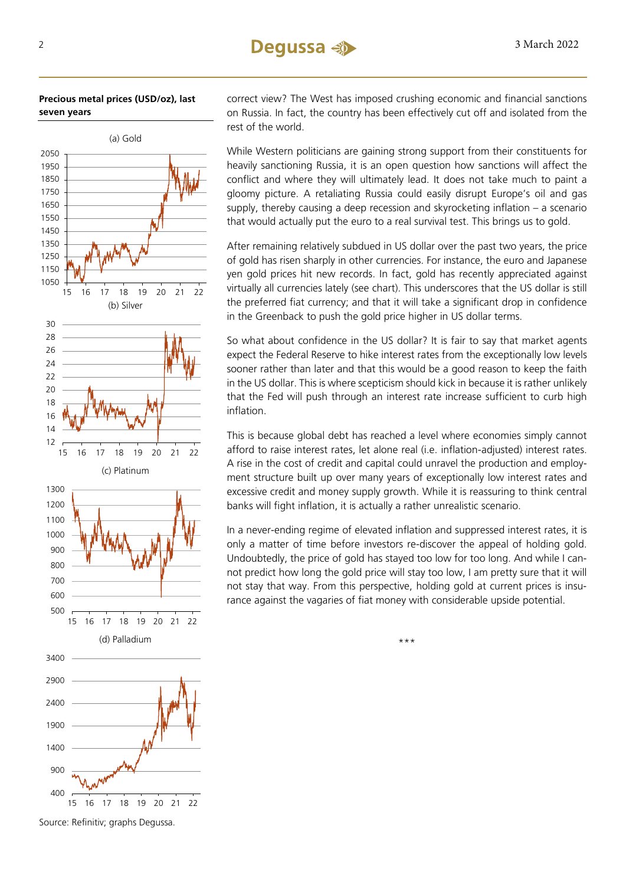**Precious metal prices (USD/oz), last seven years**

(a) Gold

(b) Silver

(c) Platinum

(d) Palladium

Source: Refinitiv; graphs Degussa.

correct view? The West has imposed crushing economic and financial sanctions on Russia. In fact, the country has been effectively cut off and isolated from the rest of the world.

While Western politicians are gaining strong support from their constituents for heavily sanctioning Russia, it is an open question how sanctions will affect the conflict and where they will ultimately lead. It does not take much to paint a gloomy picture. A retaliating Russia could easily disrupt Europe's oil and gas supply, thereby causing a deep recession and skyrocketing inflation – a scenario that would actually put the euro to a real survival test. This brings us to gold.

After remaining relatively subdued in US dollar over the past two years, the price of gold has risen sharply in other currencies. For instance, the euro and Japanese yen gold prices hit new records. In fact, gold has recently appreciated against virtually all currencies lately (see chart). This underscores that the US dollar is still the preferred fiat currency; and that it will take a significant drop in confidence in the Greenback to push the gold price higher in US dollar terms.

So what about confidence in the US dollar? It is fair to say that market agents expect the Federal Reserve to hike interest rates from the exceptionally low levels sooner rather than later and that this would be a good reason to keep the faith in the US dollar. This is where scepticism should kick in because it is rather unlikely that the Fed will push through an interest rate increase sufficient to curb high inflation.

This is because global debt has reached a level where economies simply cannot afford to raise interest rates, let alone real (i.e. inflation-adjusted) interest rates. A rise in the cost of credit and capital could unravel the production and employment structure built up over many years of exceptionally low interest rates and excessive credit and money supply growth. While it is reassuring to think central banks will fight inflation, it is actually a rather unrealistic scenario.

In a never-ending regime of elevated inflation and suppressed interest rates, it is only a matter of time before investors re-discover the appeal of holding gold. Undoubtedly, the price of gold has stayed too low for too long. And while I cannot predict how long the gold price will stay too low, I am pretty sure that it will not stay that way. From this perspective, holding gold at current prices is insurance against the vagaries of fiat money with considerable upside potential.

\*\*\*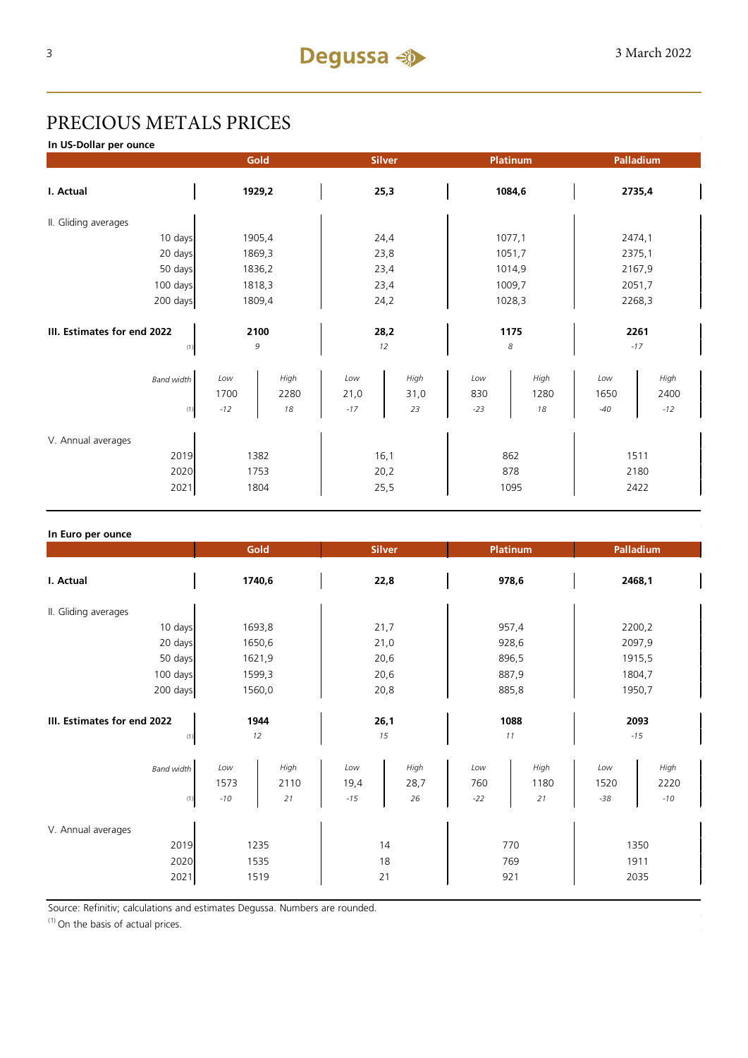# PRECIOUS METALS PRICES

**In US-Dollar per ounce**

| | Gold | | Silver | | Platinum | | Palladium | |
|---|---|---|---|---|---|---|---|---|
| **I. Actual** | **1929,2** | | **25,3** | | **1084,6** | | **2735,4** | |
| II. Gliding averages | | | | | | | | |
| 10 days | 1905,4 | | 24,4 | | 1077,1 | | 2474,1 | |
| 20 days | 1869,3 | | 23,8 | | 1051,7 | | 2375,1 | |
| 50 days | 1836,2 | | 23,4 | | 1014,9 | | 2167,9 | |
| 100 days | 1818,3 | | 23,4 | | 1009,7 | | 2051,7 | |
| 200 days | 1809,4 | | 24,2 | | 1028,3 | | 2268,3 | |
| **III. Estimates for end 2022** | **2100** | | **28,2** | | **1175** | | **2261** | |
| (1) | *9* | | *12* | | *8* | | *-17* | |
| *Band width* | *Low* | *High* | *Low* | *High* | *Low* | *High* | *Low* | *High* |
| | 1700 | 2280 | 21,0 | 31,0 | 830 | 1280 | 1650 | 2400 |
| (1) | *-12* | *18* | *-17* | *23* | *-23* | *18* | *-40* | *-12* |
| V. Annual averages | | | | | | | | |
| 2019 | 1382 | | 16,1 | | 862 | | 1511 | |
| 2020 | 1753 | | 20,2 | | 878 | | 2180 | |
| 2021 | 1804 | | 25,5 | | 1095 | | 2422 | |

**In Euro per ounce**

| | Gold | | Silver | | Platinum | | Palladium | |
|---|---|---|---|---|---|---|---|---|
| **I. Actual** | **1740,6** | | **22,8** | | **978,6** | | **2468,1** | |
| II. Gliding averages | | | | | | | | |
| 10 days | 1693,8 | | 21,7 | | 957,4 | | 2200,2 | |
| 20 days | 1650,6 | | 21,0 | | 928,6 | | 2097,9 | |
| 50 days | 1621,9 | | 20,6 | | 896,5 | | 1915,5 | |
| 100 days | 1599,3 | | 20,6 | | 887,9 | | 1804,7 | |
| 200 days | 1560,0 | | 20,8 | | 885,8 | | 1950,7 | |
| **III. Estimates for end 2022** | **1944** | | **26,1** | | **1088** | | **2093** | |
| (1) | *12* | | *15* | | *11* | | *-15* | |
| *Band width* | *Low* | *High* | *Low* | *High* | *Low* | *High* | *Low* | *High* |
| | 1573 | 2110 | 19,4 | 28,7 | 760 | 1180 | 1520 | 2220 |
| (1) | *-10* | *21* | *-15* | *26* | *-22* | *21* | *-38* | *-10* |
| V. Annual averages | | | | | | | | |
| 2019 | 1235 | | 14 | | 770 | | 1350 | |
| 2020 | 1535 | | 18 | | 769 | | 1911 | |
| 2021 | 1519 | | 21 | | 921 | | 2035 | |

Source: Refinitiv; calculations and estimates Degussa. Numbers are rounded.

(1) On the basis of actual prices.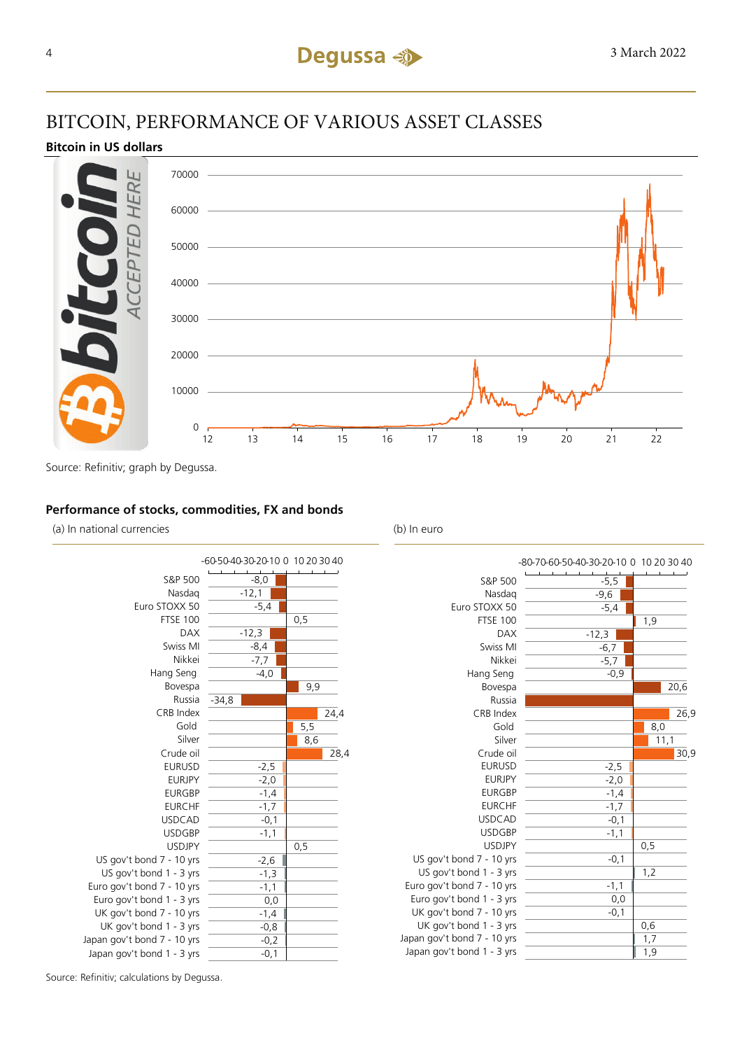# BITCOIN, PERFORMANCE OF VARIOUS ASSET CLASSES

**Bitcoin in US dollars**

Source: Refinitiv; graph by Degussa.

**Performance of stocks, commodities, FX and bonds**

| | (a) In national currencies | (b) In euro |
|---|---|---|
| S&P 500 | -8,0 | -5,5 |
| Nasdaq | -12,1 | -9,6 |
| Euro STOXX 50 | -5,4 | -5,4 |
| FTSE 100 | 0,5 | 1,9 |
| DAX | -12,3 | -12,3 |
| Swiss MI | -8,4 | -6,7 |
| Nikkei | -7,7 | -5,7 |
| Hang Seng | -4,0 | -0,9 |
| Bovespa | 9,9 | 20,6 |
| Russia | -34,8 | |
| CRB Index | 24,4 | 26,9 |
| Gold | 5,5 | 8,0 |
| Silver | 8,6 | 11,1 |
| Crude oil | 28,4 | 30,9 |
| EURUSD | -2,5 | -2,5 |
| EURJPY | -2,0 | -2,0 |
| EURGBP | -1,4 | -1,4 |
| EURCHF | -1,7 | -1,7 |
| USDCAD | -0,1 | -0,1 |
| USDGBP | -1,1 | -1,1 |
| USDJPY | 0,5 | 0,5 |
| US gov't bond 7 - 10 yrs | -2,6 | -0,1 |
| US gov't bond 1 - 3 yrs | -1,3 | 1,2 |
| Euro gov't bond 7 - 10 yrs | -1,1 | -1,1 |
| Euro gov't bond 1 - 3 yrs | 0,0 | 0,0 |
| UK gov't bond 7 - 10 yrs | -1,4 | -0,1 |
| UK gov't bond 1 - 3 yrs | -0,8 | 0,6 |
| Japan gov't bond 7 - 10 yrs | -0,2 | 1,7 |
| Japan gov't bond 1 - 3 yrs | -0,1 | 1,9 |

Source: Refinitiv; calculations by Degussa.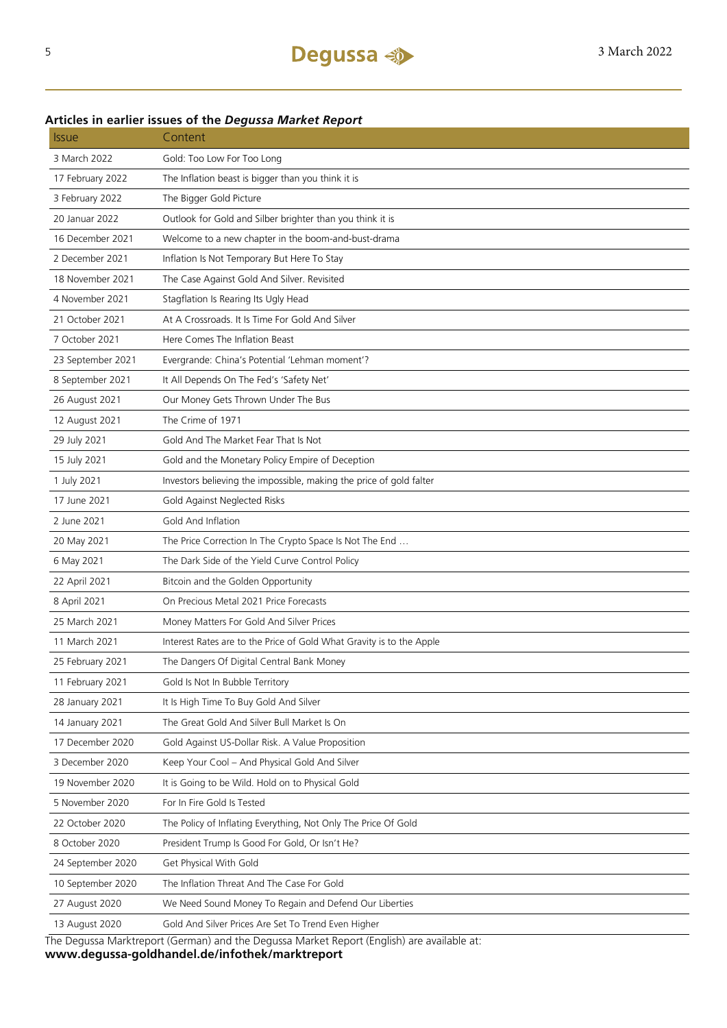**Articles in earlier issues of the *Degussa Market Report***

| Issue | Content |
|---|---|
| 3 March 2022 | Gold: Too Low For Too Long |
| 17 February 2022 | The Inflation beast is bigger than you think it is |
| 3 February 2022 | The Bigger Gold Picture |
| 20 Januar 2022 | Outlook for Gold and Silber brighter than you think it is |
| 16 December 2021 | Welcome to a new chapter in the boom-and-bust-drama |
| 2 December 2021 | Inflation Is Not Temporary But Here To Stay |
| 18 November 2021 | The Case Against Gold And Silver. Revisited |
| 4 November 2021 | Stagflation Is Rearing Its Ugly Head |
| 21 October 2021 | At A Crossroads. It Is Time For Gold And Silver |
| 7 October 2021 | Here Comes The Inflation Beast |
| 23 September 2021 | Evergrande: China's Potential 'Lehman moment'? |
| 8 September 2021 | It All Depends On The Fed's 'Safety Net' |
| 26 August 2021 | Our Money Gets Thrown Under The Bus |
| 12 August 2021 | The Crime of 1971 |
| 29 July 2021 | Gold And The Market Fear That Is Not |
| 15 July 2021 | Gold and the Monetary Policy Empire of Deception |
| 1 July 2021 | Investors believing the impossible, making the price of gold falter |
| 17 June 2021 | Gold Against Neglected Risks |
| 2 June 2021 | Gold And Inflation |
| 20 May 2021 | The Price Correction In The Crypto Space Is Not The End … |
| 6 May 2021 | The Dark Side of the Yield Curve Control Policy |
| 22 April 2021 | Bitcoin and the Golden Opportunity |
| 8 April 2021 | On Precious Metal 2021 Price Forecasts |
| 25 March 2021 | Money Matters For Gold And Silver Prices |
| 11 March 2021 | Interest Rates are to the Price of Gold What Gravity is to the Apple |
| 25 February 2021 | The Dangers Of Digital Central Bank Money |
| 11 February 2021 | Gold Is Not In Bubble Territory |
| 28 January 2021 | It Is High Time To Buy Gold And Silver |
| 14 January 2021 | The Great Gold And Silver Bull Market Is On |
| 17 December 2020 | Gold Against US-Dollar Risk. A Value Proposition |
| 3 December 2020 | Keep Your Cool – And Physical Gold And Silver |
| 19 November 2020 | It is Going to be Wild. Hold on to Physical Gold |
| 5 November 2020 | For In Fire Gold Is Tested |
| 22 October 2020 | The Policy of Inflating Everything, Not Only The Price Of Gold |
| 8 October 2020 | President Trump Is Good For Gold, Or Isn't He? |
| 24 September 2020 | Get Physical With Gold |
| 10 September 2020 | The Inflation Threat And The Case For Gold |
| 27 August 2020 | We Need Sound Money To Regain and Defend Our Liberties |
| 13 August 2020 | Gold And Silver Prices Are Set To Trend Even Higher |

The Degussa Marktreport (German) and the Degussa Market Report (English) are available at:
**www.degussa-goldhandel.de/infothek/marktreport**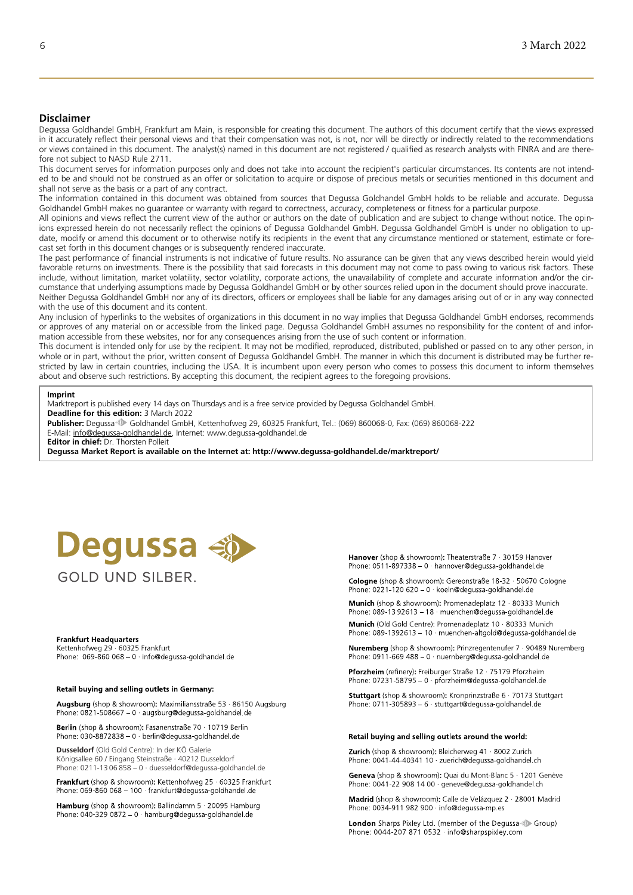## Disclaimer

Degussa Goldhandel GmbH, Frankfurt am Main, is responsible for creating this document. The authors of this document certify that the views expressed in it accurately reflect their personal views and that their compensation was not, is not, nor will be directly or indirectly related to the recommendations or views contained in this document. The analyst(s) named in this document are not registered / qualified as research analysts with FINRA and are therefore not subject to NASD Rule 2711.

This document serves for information purposes only and does not take into account the recipient's particular circumstances. Its contents are not intended to be and should not be construed as an offer or solicitation to acquire or dispose of precious metals or securities mentioned in this document and shall not serve as the basis or a part of any contract.

The information contained in this document was obtained from sources that Degussa Goldhandel GmbH holds to be reliable and accurate. Degussa Goldhandel GmbH makes no guarantee or warranty with regard to correctness, accuracy, completeness or fitness for a particular purpose.

All opinions and views reflect the current view of the author or authors on the date of publication and are subject to change without notice. The opinions expressed herein do not necessarily reflect the opinions of Degussa Goldhandel GmbH. Degussa Goldhandel GmbH is under no obligation to update, modify or amend this document or to otherwise notify its recipients in the event that any circumstance mentioned or statement, estimate or forecast set forth in this document changes or is subsequently rendered inaccurate.

The past performance of financial instruments is not indicative of future results. No assurance can be given that any views described herein would yield favorable returns on investments. There is the possibility that said forecasts in this document may not come to pass owing to various risk factors. These include, without limitation, market volatility, sector volatility, corporate actions, the unavailability of complete and accurate information and/or the circumstance that underlying assumptions made by Degussa Goldhandel GmbH or by other sources relied upon in the document should prove inaccurate.

Neither Degussa Goldhandel GmbH nor any of its directors, officers or employees shall be liable for any damages arising out of or in any way connected with the use of this document and its content.

Any inclusion of hyperlinks to the websites of organizations in this document in no way implies that Degussa Goldhandel GmbH endorses, recommends or approves of any material on or accessible from the linked page. Degussa Goldhandel GmbH assumes no responsibility for the content of and information accessible from these websites, nor for any consequences arising from the use of such content or information.

This document is intended only for use by the recipient. It may not be modified, reproduced, distributed, published or passed on to any other person, in whole or in part, without the prior, written consent of Degussa Goldhandel GmbH. The manner in which this document is distributed may be further restricted by law in certain countries, including the USA. It is incumbent upon every person who comes to possess this document to inform themselves about and observe such restrictions. By accepting this document, the recipient agrees to the foregoing provisions.

**Imprint**
Marktreport is published every 14 days on Thursdays and is a free service provided by Degussa Goldhandel GmbH.
**Deadline for this edition:** 3 March 2022
**Publisher:** Degussa Goldhandel GmbH, Kettenhofweg 29, 60325 Frankfurt, Tel.: (069) 860068-0, Fax: (069) 860068-222
E-Mail: info@degussa-goldhandel.de, Internet: www.degussa-goldhandel.de
**Editor in chief:** Dr. Thorsten Polleit
**Degussa Market Report is available on the Internet at: http://www.degussa-goldhandel.de/marktreport/**

Degussa
GOLD UND SILBER.

**Frankfurt Headquarters**
Kettenhofweg 29 · 60325 Frankfurt
Phone: 069-860 068 – 0 · info@degussa-goldhandel.de

**Retail buying and selling outlets in Germany:**

**Augsburg** (shop & showroom)**:** Maximiliansstraße 53 · 86150 Augsburg
Phone: 0821-508667 – 0 · augsburg@degussa-goldhandel.de

**Berlin** (shop & showroom)**:** Fasanenstraße 70 · 10719 Berlin
Phone: 030-8872838 – 0 · berlin@degussa-goldhandel.de

**Dusseldorf** (Old Gold Centre): In der KÖ Galerie
Königsallee 60 / Eingang Steinstraße · 40212 Dusseldorf
Phone: 0211-13 06 858 – 0 · duesseldorf@degussa-goldhandel.de

**Frankfurt** (shop & showroom)**:** Kettenhofweg 25 · 60325 Frankfurt
Phone: 069-860 068 – 100 · frankfurt@degussa-goldhandel.de

**Hamburg** (shop & showroom)**:** Ballindamm 5 · 20095 Hamburg
Phone: 040-329 0872 – 0 · hamburg@degussa-goldhandel.de

**Hanover** (shop & showroom)**:** Theaterstraße 7 · 30159 Hanover
Phone: 0511-897338 – 0 · hannover@degussa-goldhandel.de

**Cologne** (shop & showroom)**:** Gereonstraße 18-32 · 50670 Cologne
Phone: 0221-120 620 – 0 · koeln@degussa-goldhandel.de

**Munich** (shop & showroom)**:** Promenadeplatz 12 · 80333 Munich
Phone: 089-13 92613 – 18 · muenchen@degussa-goldhandel.de

**Munich** (Old Gold Centre): Promenadeplatz 10 · 80333 Munich
Phone: 089-1392613 – 10 · muenchen-altgold@degussa-goldhandel.de

**Nuremberg** (shop & showroom)**:** Prinzregentenufer 7 · 90489 Nuremberg
Phone: 0911-669 488 – 0 · nuernberg@degussa-goldhandel.de

**Pforzheim** (refinery)**:** Freiburger Straße 12 · 75179 Pforzheim
Phone: 07231-58795 – 0 · pforzheim@degussa-goldhandel.de

**Stuttgart** (shop & showroom)**:** Kronprinzstraße 6 · 70173 Stuttgart
Phone: 0711-305893 – 6 · stuttgart@degussa-goldhandel.de

**Retail buying and selling outlets around the world:**

**Zurich** (shop & showroom)**:** Bleicherweg 41 · 8002 Zurich
Phone: 0041-44-40341 10 · zuerich@degussa-goldhandel.ch

**Geneva** (shop & showroom)**:** Quai du Mont-Blanc 5 · 1201 Genève
Phone: 0041-22 908 14 00 · geneve@degussa-goldhandel.ch

**Madrid** (shop & showroom)**:** Calle de Velázquez 2 · 28001 Madrid
Phone: 0034-911 982 900 · info@degussa-mp.es

**London** Sharps Pixley Ltd. (member of the Degussa Group)
Phone: 0044-207 871 0532 · info@sharpspixley.com